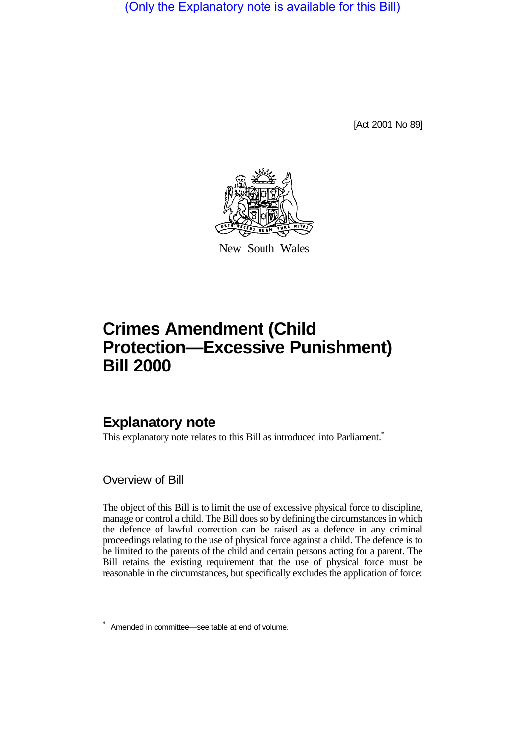(Only the Explanatory note is available for this Bill)

[Act 2001 No 89]

New South Wales

# Crimes Amendment (Child Protection—Excessive Punishment) Bill 2000

## Explanatory note

This explanatory note relates to this Bill as introduced into Parliament.*

### Overview of Bill

The object of this Bill is to limit the use of excessive physical force to discipline, manage or control a child. The Bill does so by defining the circumstances in which the defence of lawful correction can be raised as a defence in any criminal proceedings relating to the use of physical force against a child. The defence is to be limited to the parents of the child and certain persons acting for a parent. The Bill retains the existing requirement that the use of physical force must be reasonable in the circumstances, but specifically excludes the application of force:

* Amended in committee—see table at end of volume.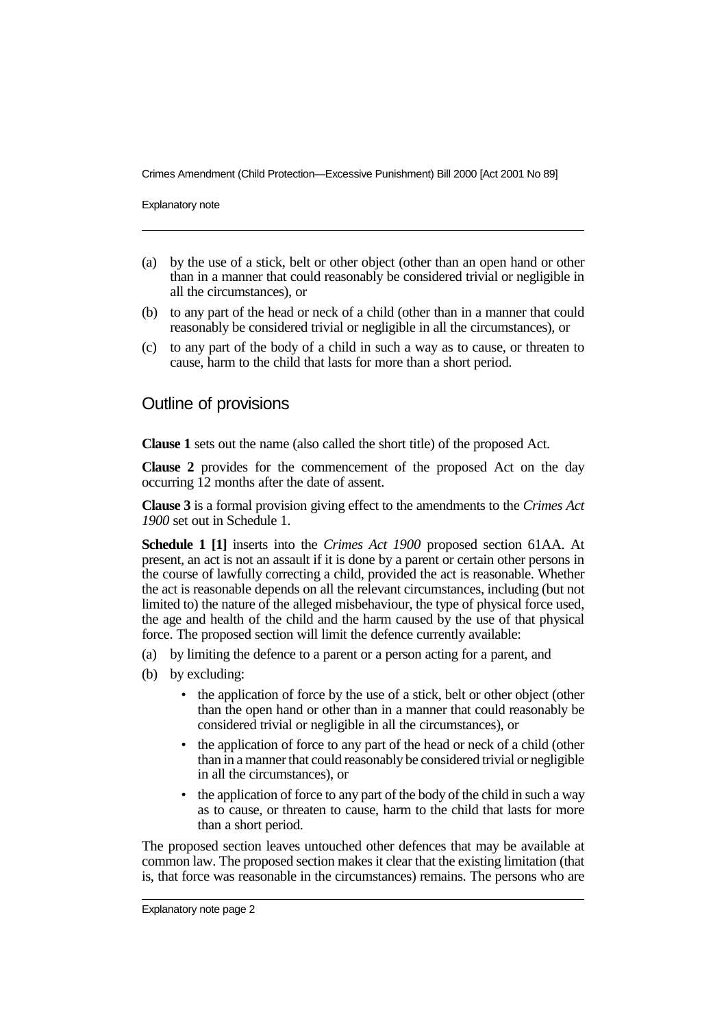(a) by the use of a stick, belt or other object (other than an open hand or other than in a manner that could reasonably be considered trivial or negligible in all the circumstances), or

(b) to any part of the head or neck of a child (other than in a manner that could reasonably be considered trivial or negligible in all the circumstances), or

(c) to any part of the body of a child in such a way as to cause, or threaten to cause, harm to the child that lasts for more than a short period.

## Outline of provisions

**Clause 1** sets out the name (also called the short title) of the proposed Act.

**Clause 2** provides for the commencement of the proposed Act on the day occurring 12 months after the date of assent.

**Clause 3** is a formal provision giving effect to the amendments to the *Crimes Act 1900* set out in Schedule 1.

**Schedule 1 [1]** inserts into the *Crimes Act 1900* proposed section 61AA. At present, an act is not an assault if it is done by a parent or certain other persons in the course of lawfully correcting a child, provided the act is reasonable. Whether the act is reasonable depends on all the relevant circumstances, including (but not limited to) the nature of the alleged misbehaviour, the type of physical force used, the age and health of the child and the harm caused by the use of that physical force. The proposed section will limit the defence currently available:

(a) by limiting the defence to a parent or a person acting for a parent, and

(b) by excluding:

- the application of force by the use of a stick, belt or other object (other than the open hand or other than in a manner that could reasonably be considered trivial or negligible in all the circumstances), or
- the application of force to any part of the head or neck of a child (other than in a manner that could reasonably be considered trivial or negligible in all the circumstances), or
- the application of force to any part of the body of the child in such a way as to cause, or threaten to cause, harm to the child that lasts for more than a short period.

The proposed section leaves untouched other defences that may be available at common law. The proposed section makes it clear that the existing limitation (that is, that force was reasonable in the circumstances) remains. The persons who are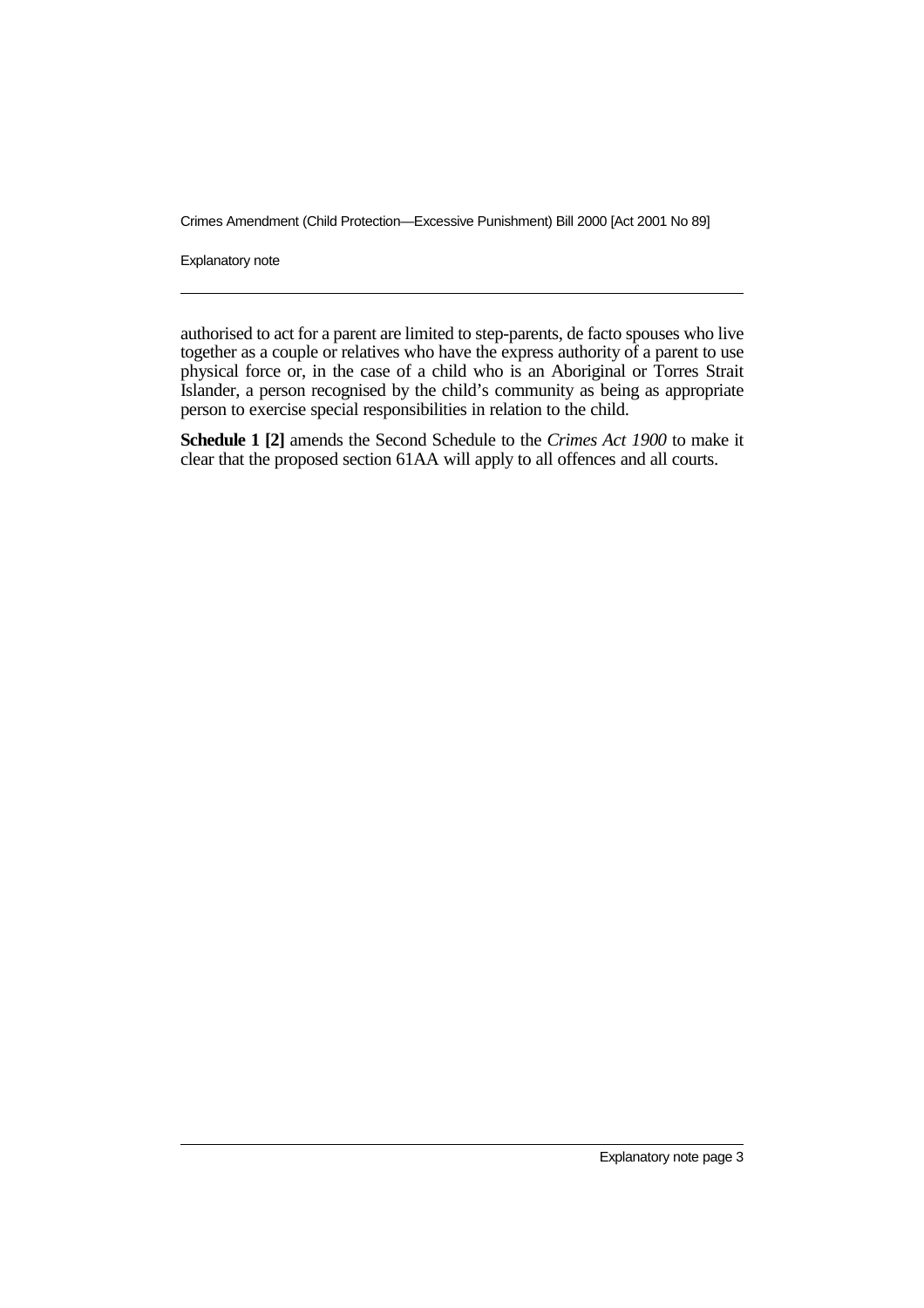authorised to act for a parent are limited to step-parents, de facto spouses who live together as a couple or relatives who have the express authority of a parent to use physical force or, in the case of a child who is an Aboriginal or Torres Strait Islander, a person recognised by the child's community as being as appropriate person to exercise special responsibilities in relation to the child.

**Schedule 1 [2]** amends the Second Schedule to the *Crimes Act 1900* to make it clear that the proposed section 61AA will apply to all offences and all courts.